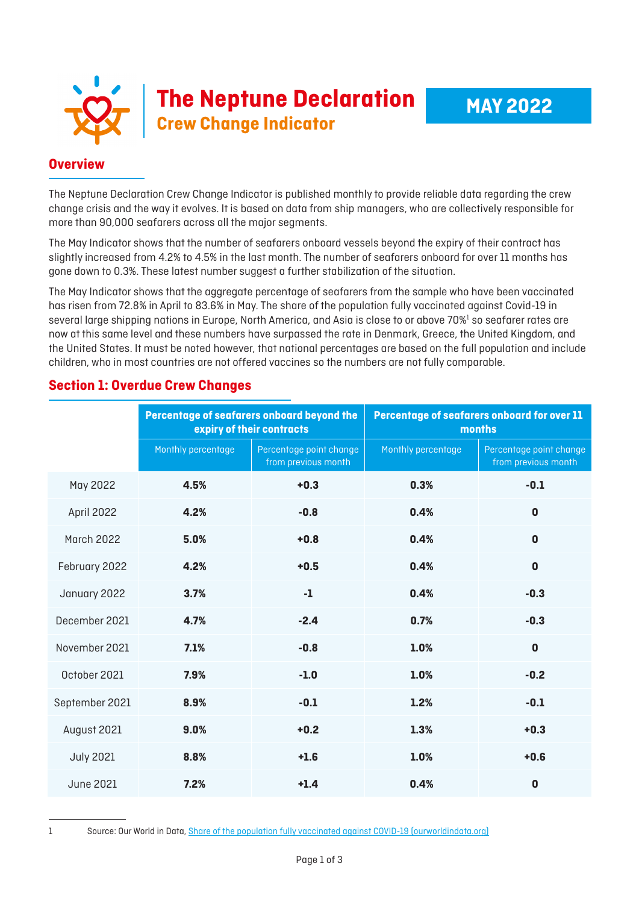# The Neptune Declaration

## Crew Change Indicator

**MAY 2022**

## Overview

The Neptune Declaration Crew Change Indicator is published monthly to provide reliable data regarding the crew change crisis and the way it evolves. It is based on data from ship managers, who are collectively responsible for more than 90,000 seafarers across all the major segments.

The May Indicator shows that the number of seafarers onboard vessels beyond the expiry of their contract has slightly increased from 4.2% to 4.5% in the last month. The number of seafarers onboard for over 11 months has gone down to 0.3%. These latest number suggest a further stabilization of the situation.

The May Indicator shows that the aggregate percentage of seafarers from the sample who have been vaccinated has risen from 72.8% in April to 83.6% in May. The share of the population fully vaccinated against Covid-19 in several large shipping nations in Europe, North America, and Asia is close to or above 70%[1] so seafarer rates are now at this same level and these numbers have surpassed the rate in Denmark, Greece, the United Kingdom, and the United States. It must be noted however, that national percentages are based on the full population and include children, who in most countries are not offered vaccines so the numbers are not fully comparable.

## Section 1: Overdue Crew Changes

| | Percentage of seafarers onboard beyond the expiry of their contracts | | Percentage of seafarers onboard for over 11 months | |
|---|---|---|---|---|
| | Monthly percentage | Percentage point change from previous month | Monthly percentage | Percentage point change from previous month |
| May 2022 | **4.5%** | **+0.3** | **0.3%** | **-0.1** |
| April 2022 | **4.2%** | **-0.8** | **0.4%** | **0** |
| March 2022 | **5.0%** | **+0.8** | **0.4%** | **0** |
| February 2022 | **4.2%** | **+0.5** | **0.4%** | **0** |
| January 2022 | **3.7%** | **-1** | **0.4%** | **-0.3** |
| December 2021 | **4.7%** | **-2.4** | **0.7%** | **-0.3** |
| November 2021 | **7.1%** | **-0.8** | **1.0%** | **0** |
| October 2021 | **7.9%** | **-1.0** | **1.0%** | **-0.2** |
| September 2021 | **8.9%** | **-0.1** | **1.2%** | **-0.1** |
| August 2021 | **9.0%** | **+0.2** | **1.3%** | **+0.3** |
| July 2021 | **8.8%** | **+1.6** | **1.0%** | **+0.6** |
| June 2021 | **7.2%** | **+1.4** | **0.4%** | **0** |

1 Source: Our World in Data, Share of the population fully vaccinated against COVID-19 (ourworldindata.org)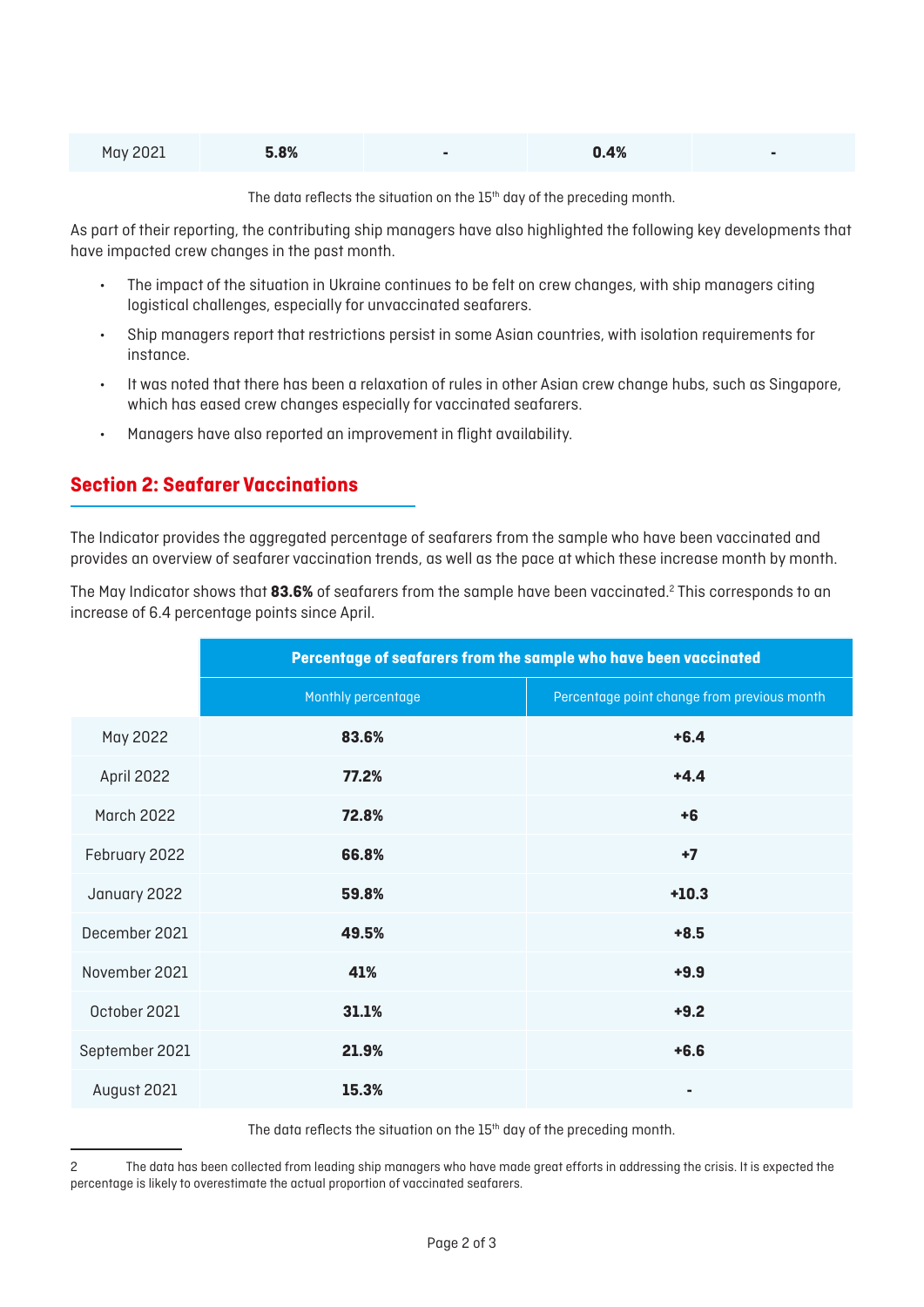| May 2021 | 5.8% | - | 0.4% | - |
|---|---|---|---|---|

The data reflects the situation on the 15th day of the preceding month.

As part of their reporting, the contributing ship managers have also highlighted the following key developments that have impacted crew changes in the past month.

- The impact of the situation in Ukraine continues to be felt on crew changes, with ship managers citing logistical challenges, especially for unvaccinated seafarers.
- Ship managers report that restrictions persist in some Asian countries, with isolation requirements for instance.
- It was noted that there has been a relaxation of rules in other Asian crew change hubs, such as Singapore, which has eased crew changes especially for vaccinated seafarers.
- Managers have also reported an improvement in flight availability.

## Section 2: Seafarer Vaccinations

The Indicator provides the aggregated percentage of seafarers from the sample who have been vaccinated and provides an overview of seafarer vaccination trends, as well as the pace at which these increase month by month.

The May Indicator shows that **83.6%** of seafarers from the sample have been vaccinated.[2] This corresponds to an increase of 6.4 percentage points since April.

| | Percentage of seafarers from the sample who have been vaccinated | |
|---|---|---|
| | Monthly percentage | Percentage point change from previous month |
| May 2022 | **83.6%** | **+6.4** |
| April 2022 | **77.2%** | **+4.4** |
| March 2022 | **72.8%** | **+6** |
| February 2022 | **66.8%** | **+7** |
| January 2022 | **59.8%** | **+10.3** |
| December 2021 | **49.5%** | **+8.5** |
| November 2021 | **41%** | **+9.9** |
| October 2021 | **31.1%** | **+9.2** |
| September 2021 | **21.9%** | **+6.6** |
| August 2021 | **15.3%** | **-** |

The data reflects the situation on the 15th day of the preceding month.

2 The data has been collected from leading ship managers who have made great efforts in addressing the crisis. It is expected the percentage is likely to overestimate the actual proportion of vaccinated seafarers.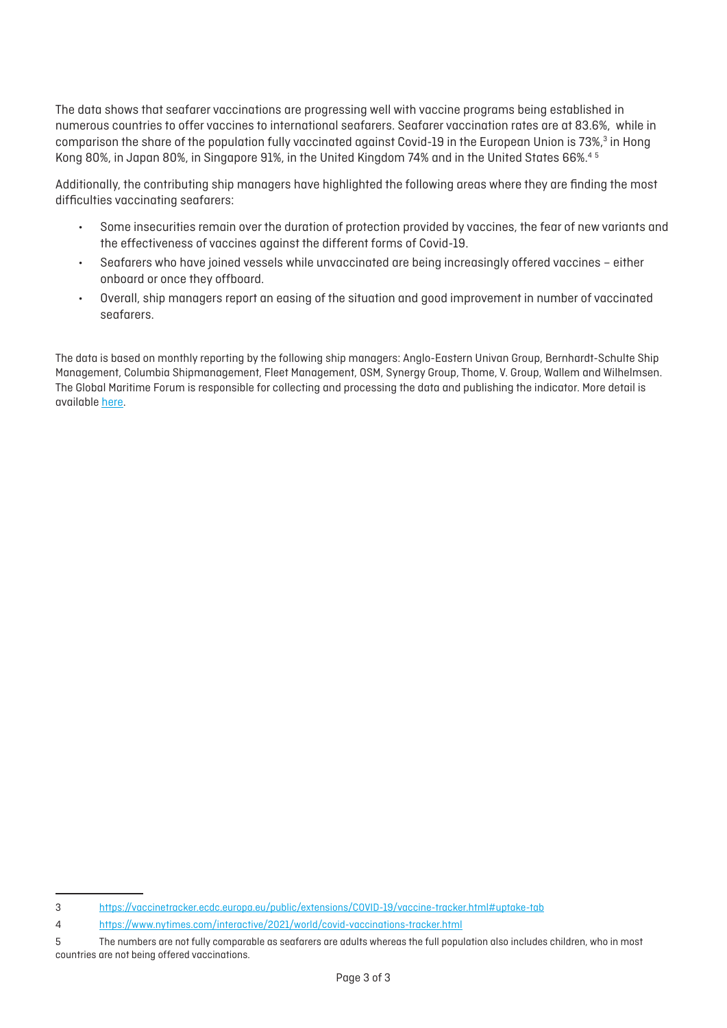The data shows that seafarer vaccinations are progressing well with vaccine programs being established in numerous countries to offer vaccines to international seafarers. Seafarer vaccination rates are at 83.6%, while in comparison the share of the population fully vaccinated against Covid-19 in the European Union is 73%,[3] in Hong Kong 80%, in Japan 80%, in Singapore 91%, in the United Kingdom 74% and in the United States 66%.[4] [5]

Additionally, the contributing ship managers have highlighted the following areas where they are finding the most difficulties vaccinating seafarers:

- Some insecurities remain over the duration of protection provided by vaccines, the fear of new variants and the effectiveness of vaccines against the different forms of Covid-19.
- Seafarers who have joined vessels while unvaccinated are being increasingly offered vaccines – either onboard or once they offboard.
- Overall, ship managers report an easing of the situation and good improvement in number of vaccinated seafarers.

The data is based on monthly reporting by the following ship managers: Anglo-Eastern Univan Group, Bernhardt-Schulte Ship Management, Columbia Shipmanagement, Fleet Management, OSM, Synergy Group, Thome, V. Group, Wallem and Wilhelmsen. The Global Maritime Forum is responsible for collecting and processing the data and publishing the indicator. More detail is available here.

---

3 https://vaccinetracker.ecdc.europa.eu/public/extensions/COVID-19/vaccine-tracker.html#uptake-tab

4 https://www.nytimes.com/interactive/2021/world/covid-vaccinations-tracker.html

5 The numbers are not fully comparable as seafarers are adults whereas the full population also includes children, who in most countries are not being offered vaccinations.